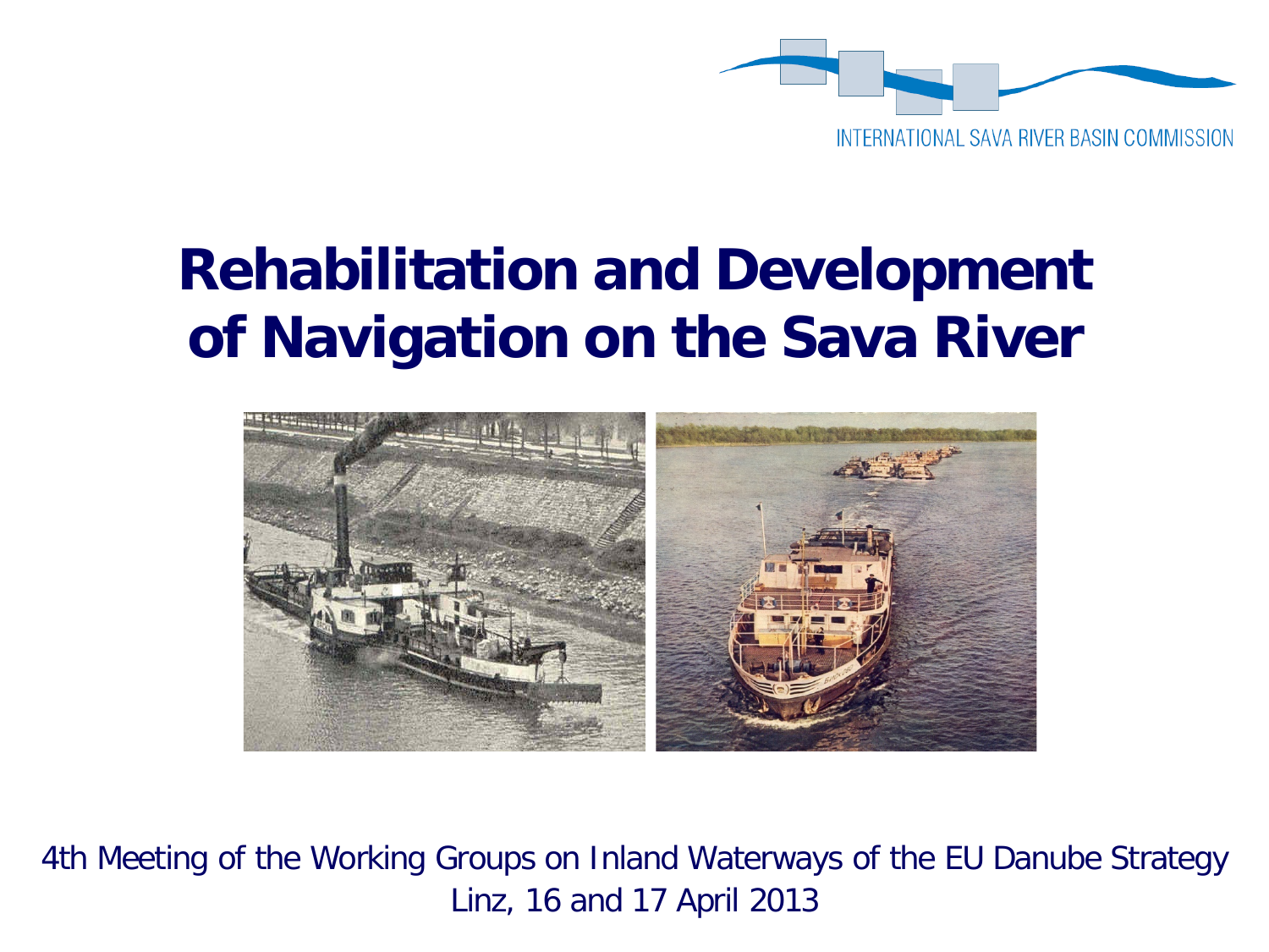INTERNATIONAL SAVA RIVER BASIN COMMISSION

# Rehabilitation and Development of Navigation on the Sava River

4th Meeting of the Working Groups on Inland Waterways of the EU Danube Strategy
Linz, 16 and 17 April 2013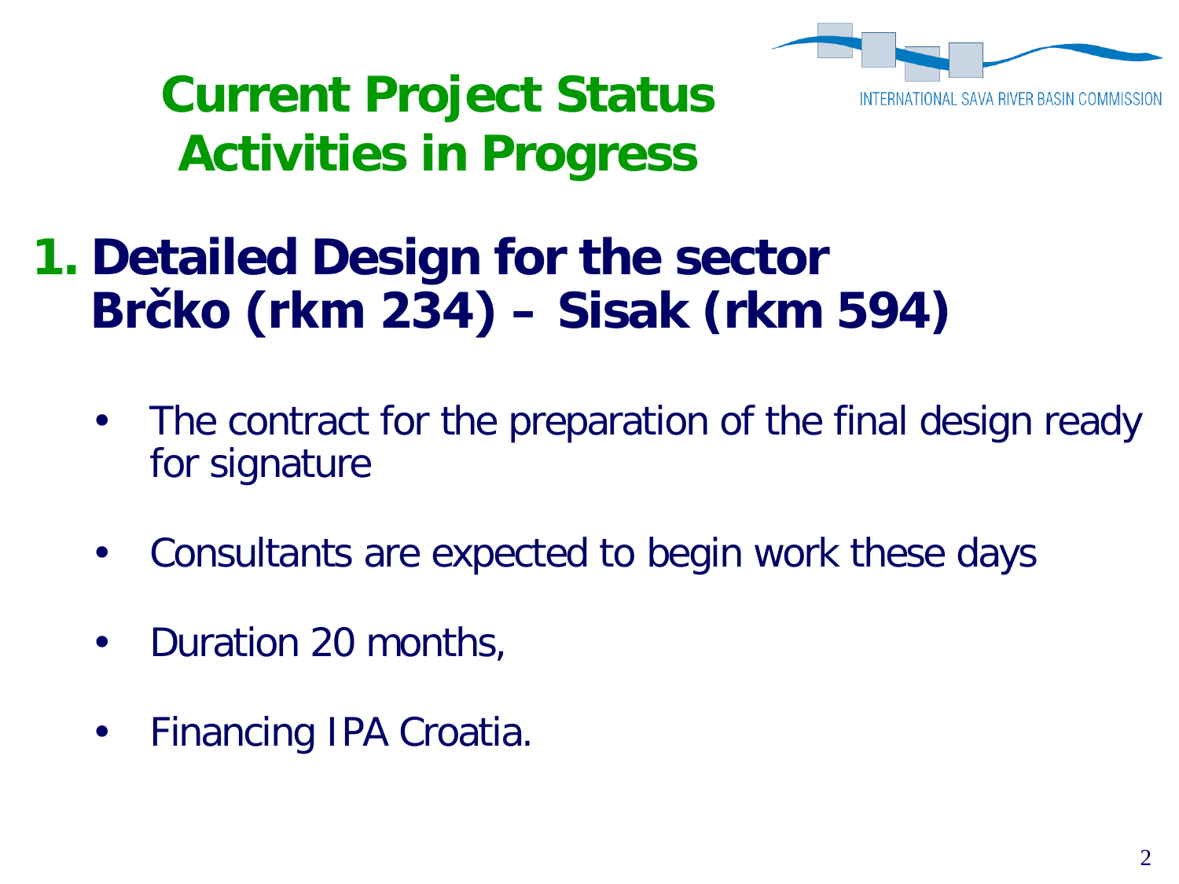# Current Project Status
# Activities in Progress

## 1. Detailed Design for the sector Brčko (rkm 234) – Sisak (rkm 594)

- The contract for the preparation of the final design ready for signature
- Consultants are expected to begin work these days
- Duration 20 months,
- Financing IPA Croatia.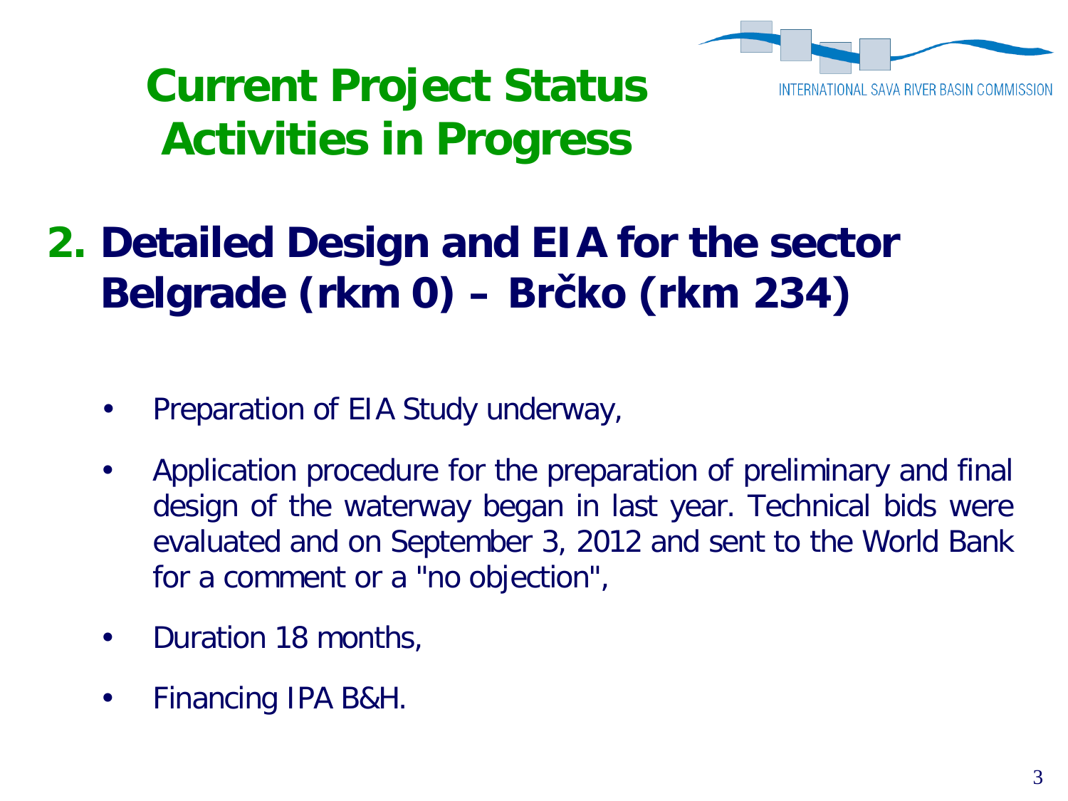# Current Project Status
# Activities in Progress

INTERNATIONAL SAVA RIVER BASIN COMMISSION

## 2. Detailed Design and EIA for the sector Belgrade (rkm 0) – Brčko (rkm 234)

- Preparation of EIA Study underway,
- Application procedure for the preparation of preliminary and final design of the waterway began in last year. Technical bids were evaluated and on September 3, 2012 and sent to the World Bank for a comment or a "no objection",
- Duration 18 months,
- Financing IPA B&H.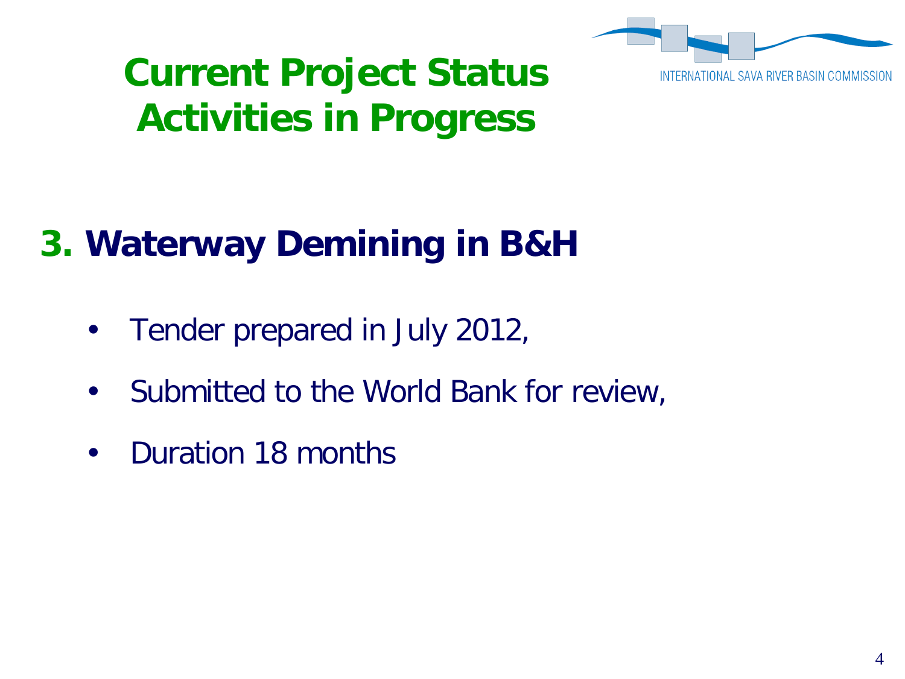# Current Project Status
# Activities in Progress

INTERNATIONAL SAVA RIVER BASIN COMMISSION

## 3. Waterway Demining in B&H

- Tender prepared in July 2012,
- Submitted to the World Bank for review,
- Duration 18 months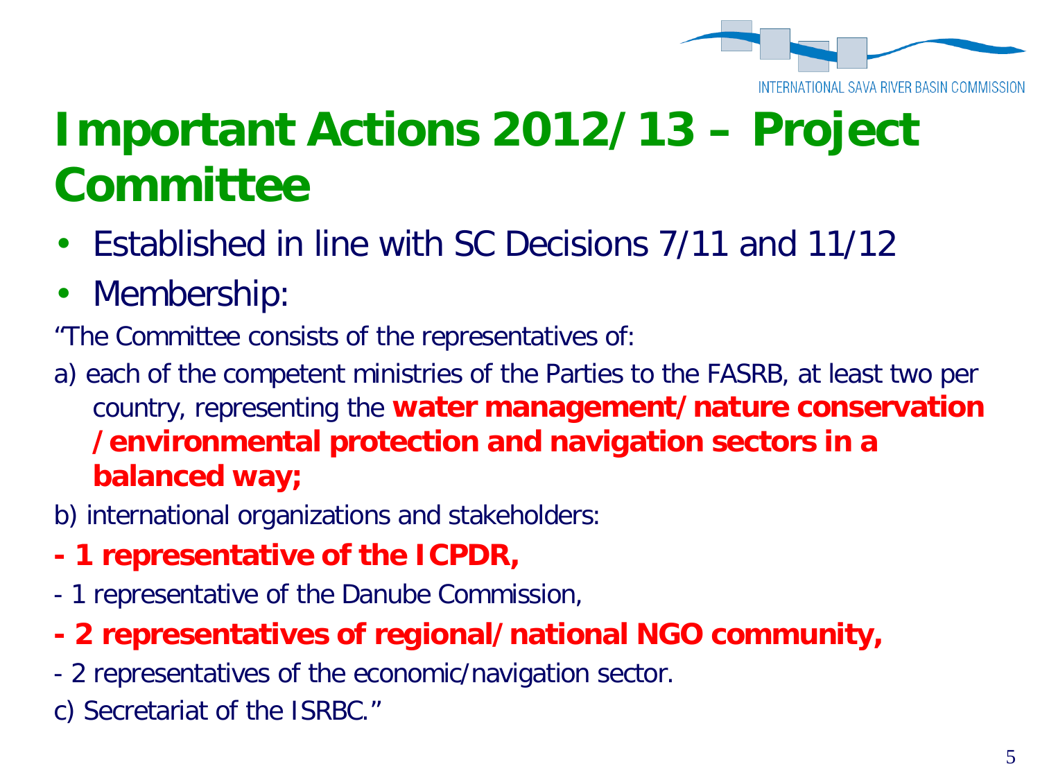# Important Actions 2012/13 – Project Committee

- Established in line with SC Decisions 7/11 and 11/12
- Membership:

"The Committee consists of the representatives of:

a) each of the competent ministries of the Parties to the FASRB, at least two per country, representing the **water management/nature conservation /environmental protection and navigation sectors in a balanced way;**

b) international organizations and stakeholders:

**- 1 representative of the ICPDR,**

- 1 representative of the Danube Commission,

**- 2 representatives of regional/national NGO community,**

- 2 representatives of the economic/navigation sector.

c) Secretariat of the ISRBC."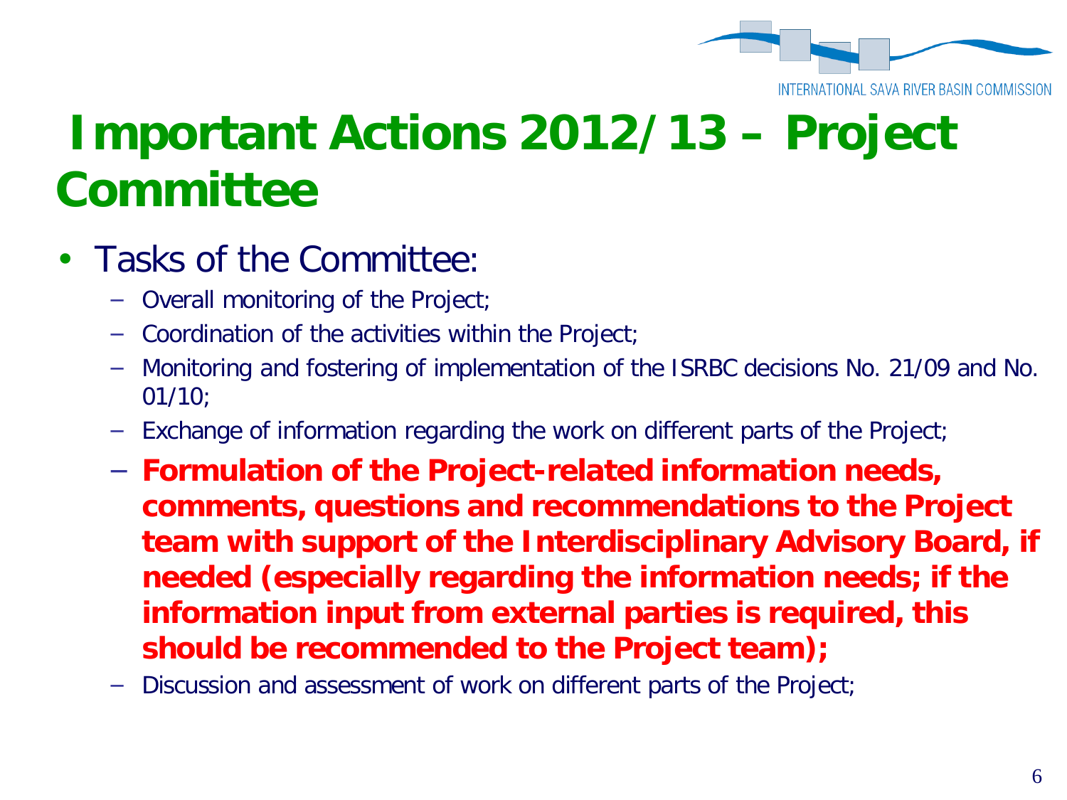# Important Actions 2012/13 – Project Committee

- Tasks of the Committee:
  - Overall monitoring of the Project;
  - Coordination of the activities within the Project;
  - Monitoring and fostering of implementation of the ISRBC decisions No. 21/09 and No. 01/10;
  - Exchange of information regarding the work on different parts of the Project;
  - **Formulation of the Project-related information needs, comments, questions and recommendations to the Project team with support of the Interdisciplinary Advisory Board, if needed (especially regarding the information needs; if the information input from external parties is required, this should be recommended to the Project team);**
  - Discussion and assessment of work on different parts of the Project;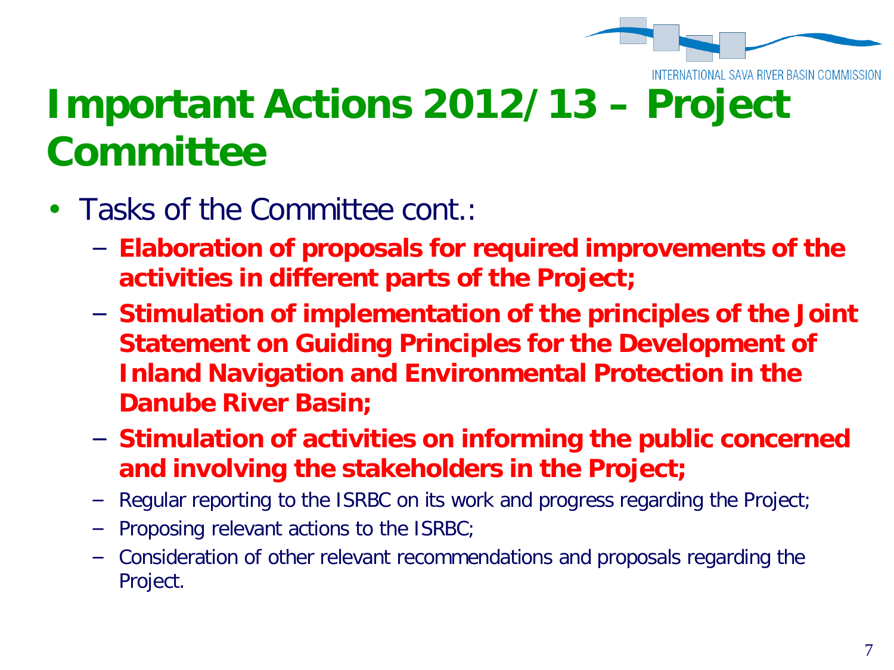# Important Actions 2012/13 – Project Committee

- Tasks of the Committee cont.:
  - **Elaboration of proposals for required improvements of the activities in different parts of the Project;**
  - **Stimulation of implementation of the principles of the Joint Statement on Guiding Principles for the Development of Inland Navigation and Environmental Protection in the Danube River Basin;**
  - **Stimulation of activities on informing the public concerned and involving the stakeholders in the Project;**
  - Regular reporting to the ISRBC on its work and progress regarding the Project;
  - Proposing relevant actions to the ISRBC;
  - Consideration of other relevant recommendations and proposals regarding the Project.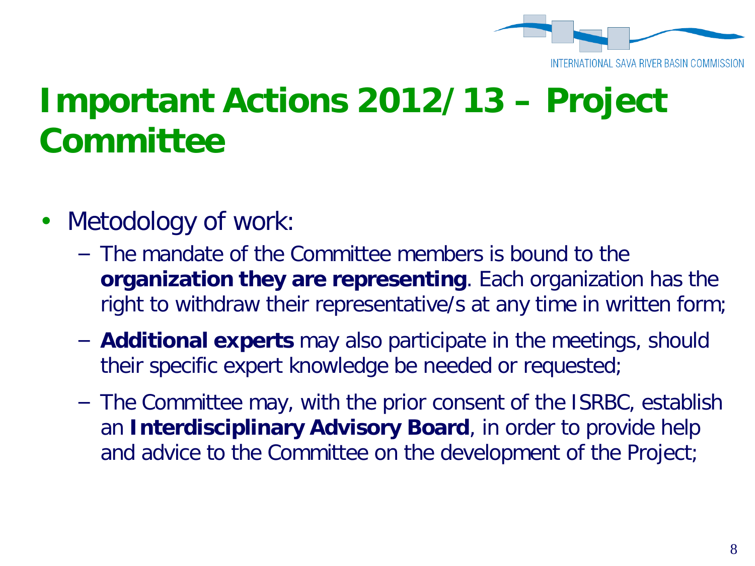# Important Actions 2012/13 – Project Committee

- Metodology of work:
  - The mandate of the Committee members is bound to the **organization they are representing**. Each organization has the right to withdraw their representative/s at any time in written form;
  - **Additional experts** may also participate in the meetings, should their specific expert knowledge be needed or requested;
  - The Committee may, with the prior consent of the ISRBC, establish an **Interdisciplinary Advisory Board**, in order to provide help and advice to the Committee on the development of the Project;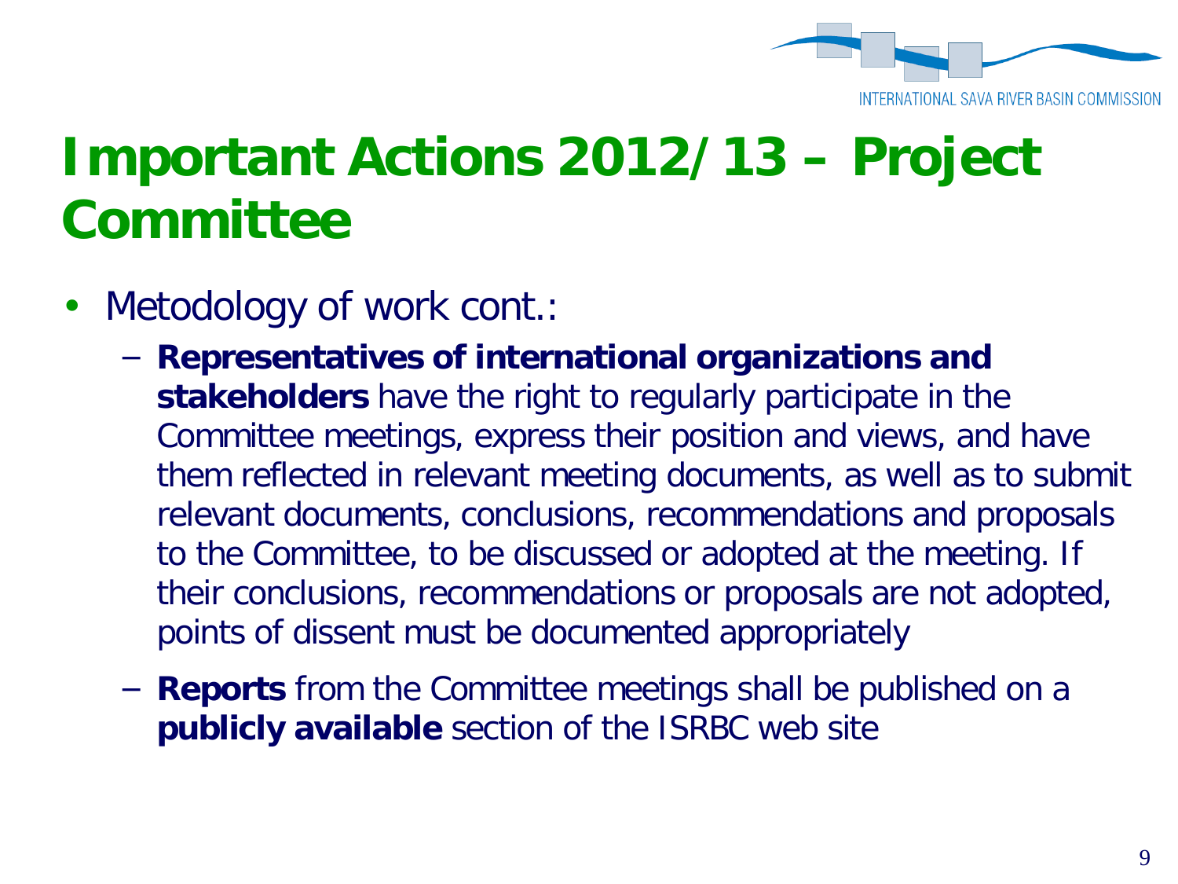# Important Actions 2012/13 – Project Committee

- Metodology of work cont.:
  - **Representatives of international organizations and stakeholders** have the right to regularly participate in the Committee meetings, express their position and views, and have them reflected in relevant meeting documents, as well as to submit relevant documents, conclusions, recommendations and proposals to the Committee, to be discussed or adopted at the meeting. If their conclusions, recommendations or proposals are not adopted, points of dissent must be documented appropriately
  - **Reports** from the Committee meetings shall be published on a **publicly available** section of the ISRBC web site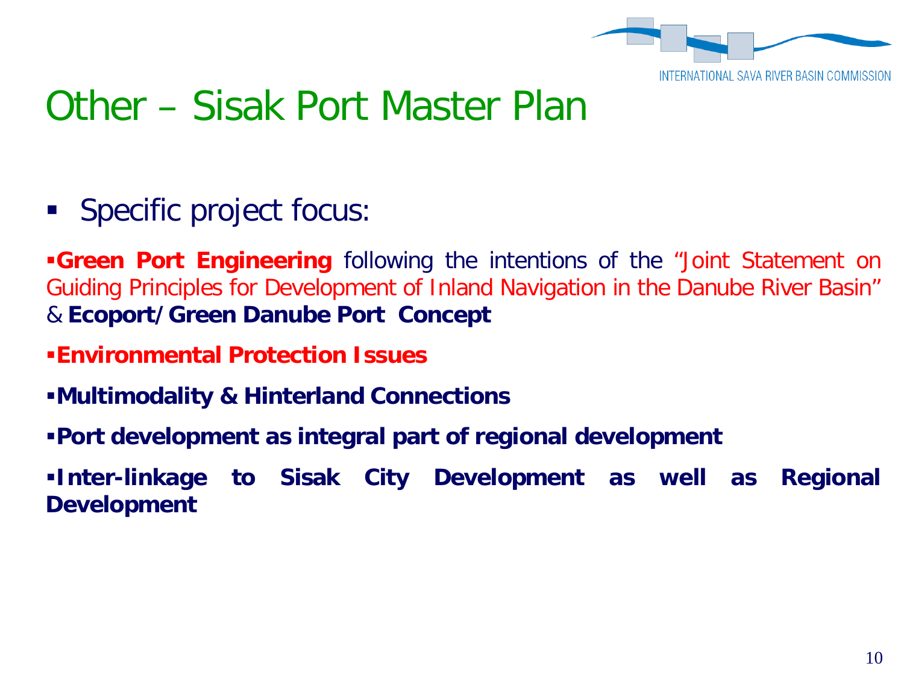# Other – Sisak Port Master Plan

- Specific project focus:

- **Green Port Engineering** following the intentions of the "Joint Statement on Guiding Principles for Development of Inland Navigation in the Danube River Basin" & **Ecoport/Green Danube Port Concept**
- **Environmental Protection Issues**
- **Multimodality & Hinterland Connections**
- **Port development as integral part of regional development**
- **Inter-linkage to Sisak City Development as well as Regional Development**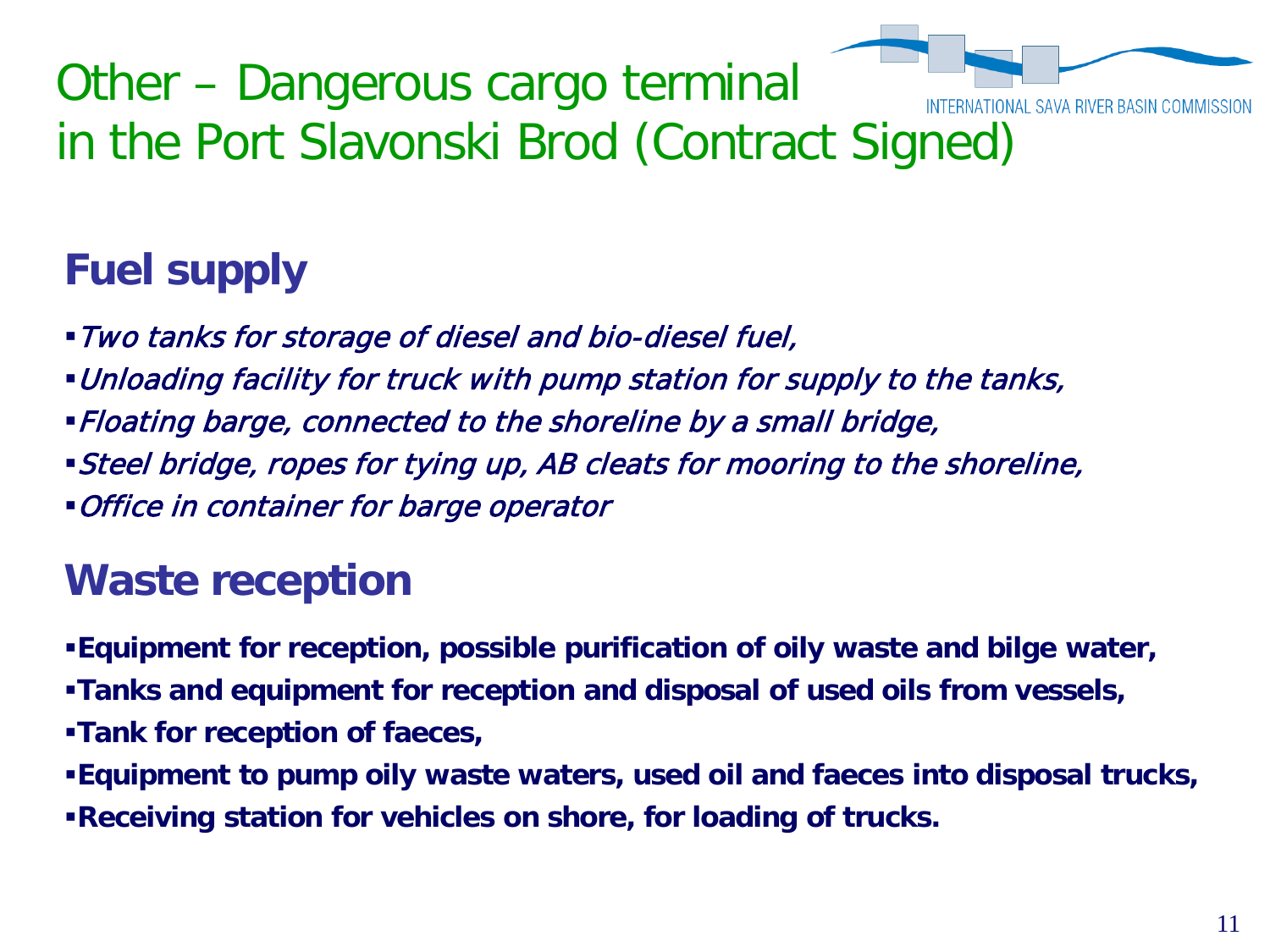# Other – Dangerous cargo terminal in the Port Slavonski Brod (Contract Signed)

## Fuel supply

- *Two tanks for storage of diesel and bio-diesel fuel,*
- *Unloading facility for truck with pump station for supply to the tanks,*
- *Floating barge, connected to the shoreline by a small bridge,*
- *Steel bridge, ropes for tying up, AB cleats for mooring to the shoreline,*
- *Office in container for barge operator*

## Waste reception

- **Equipment for reception, possible purification of oily waste and bilge water,**
- **Tanks and equipment for reception and disposal of used oils from vessels,**
- **Tank for reception of faeces,**
- **Equipment to pump oily waste waters, used oil and faeces into disposal trucks,**
- **Receiving station for vehicles on shore, for loading of trucks.**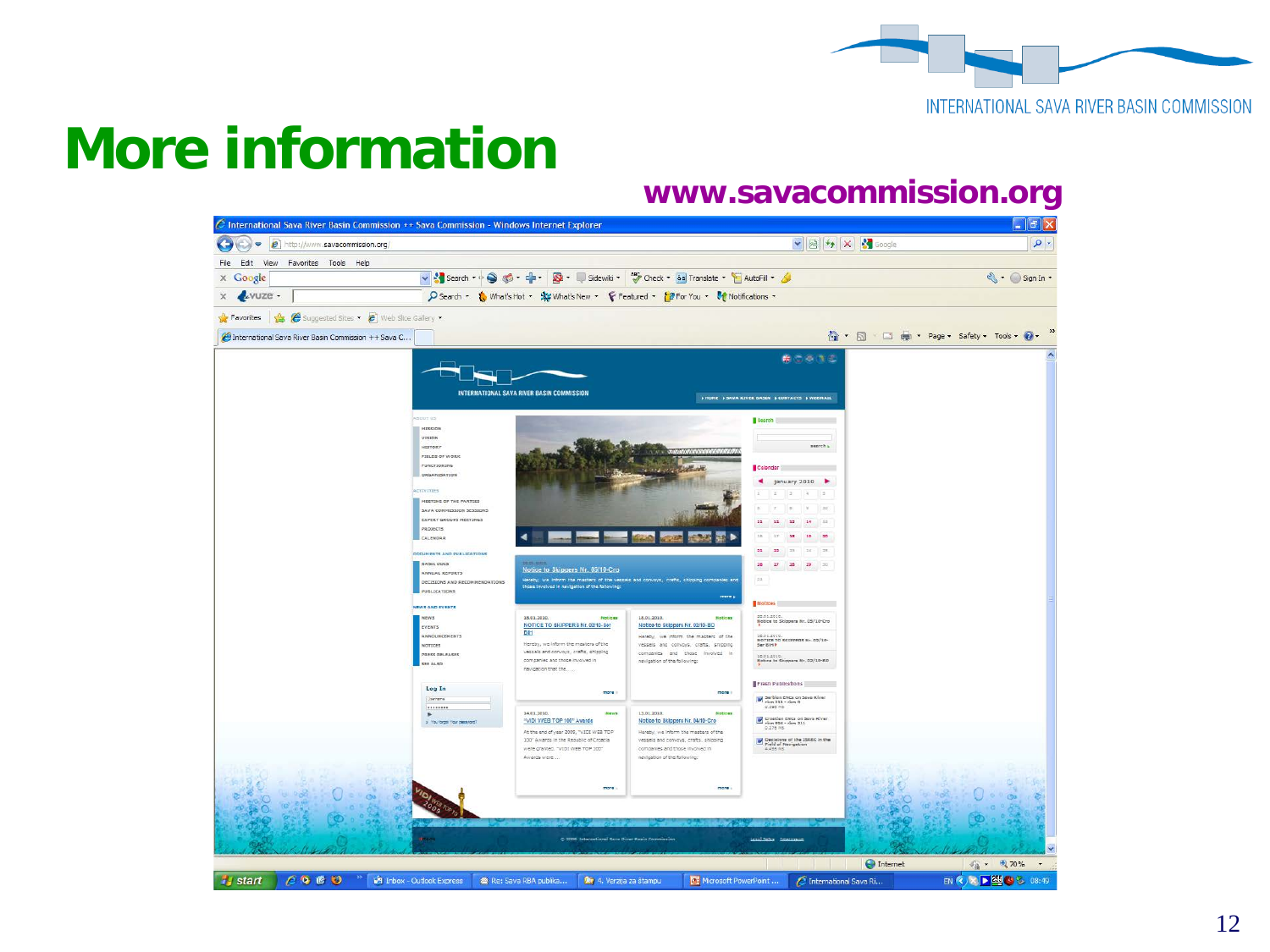# More information

**www.savacommission.org**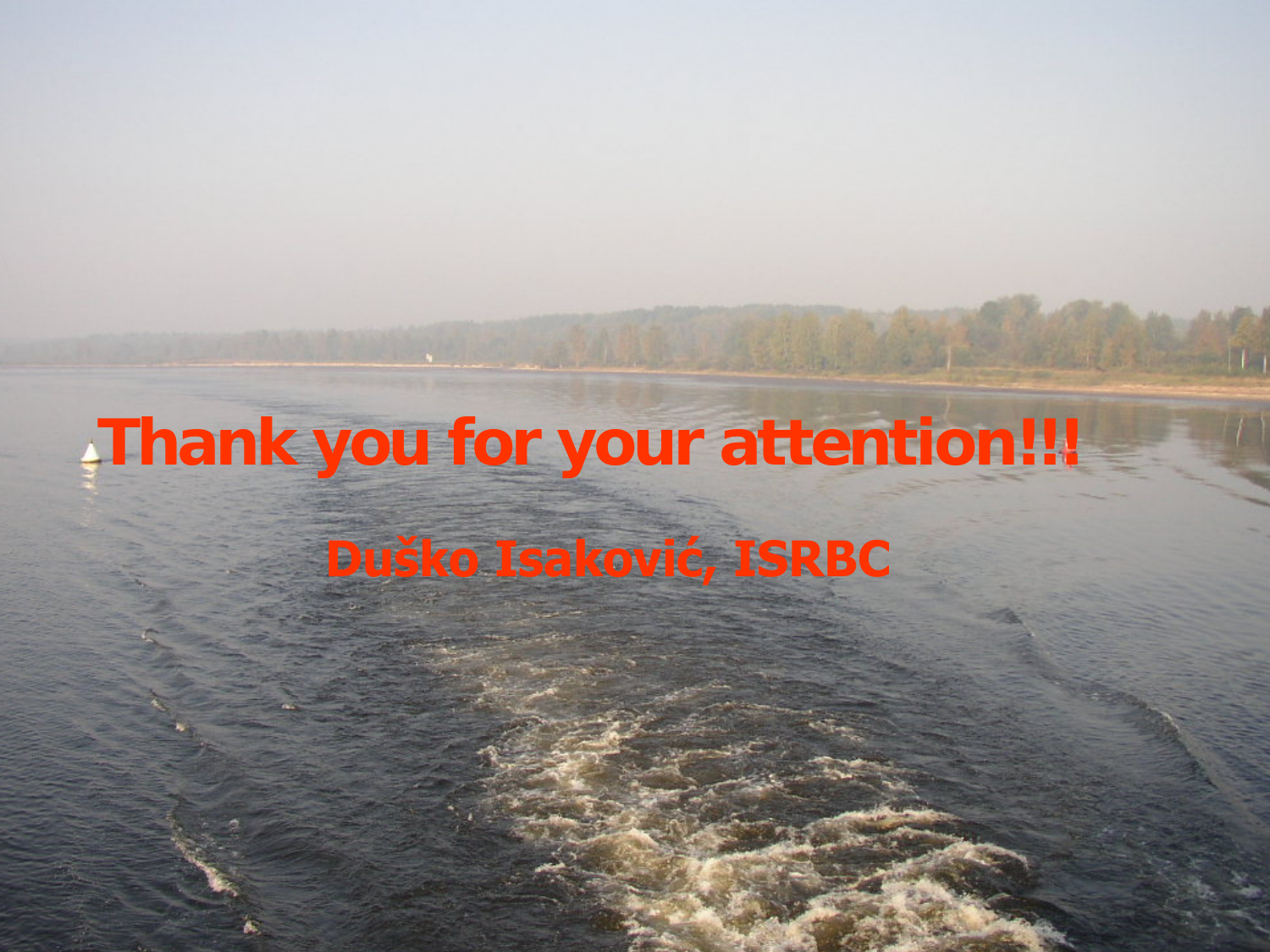# Thank you for your attention!!!

**Duško Isaković, ISRBC**